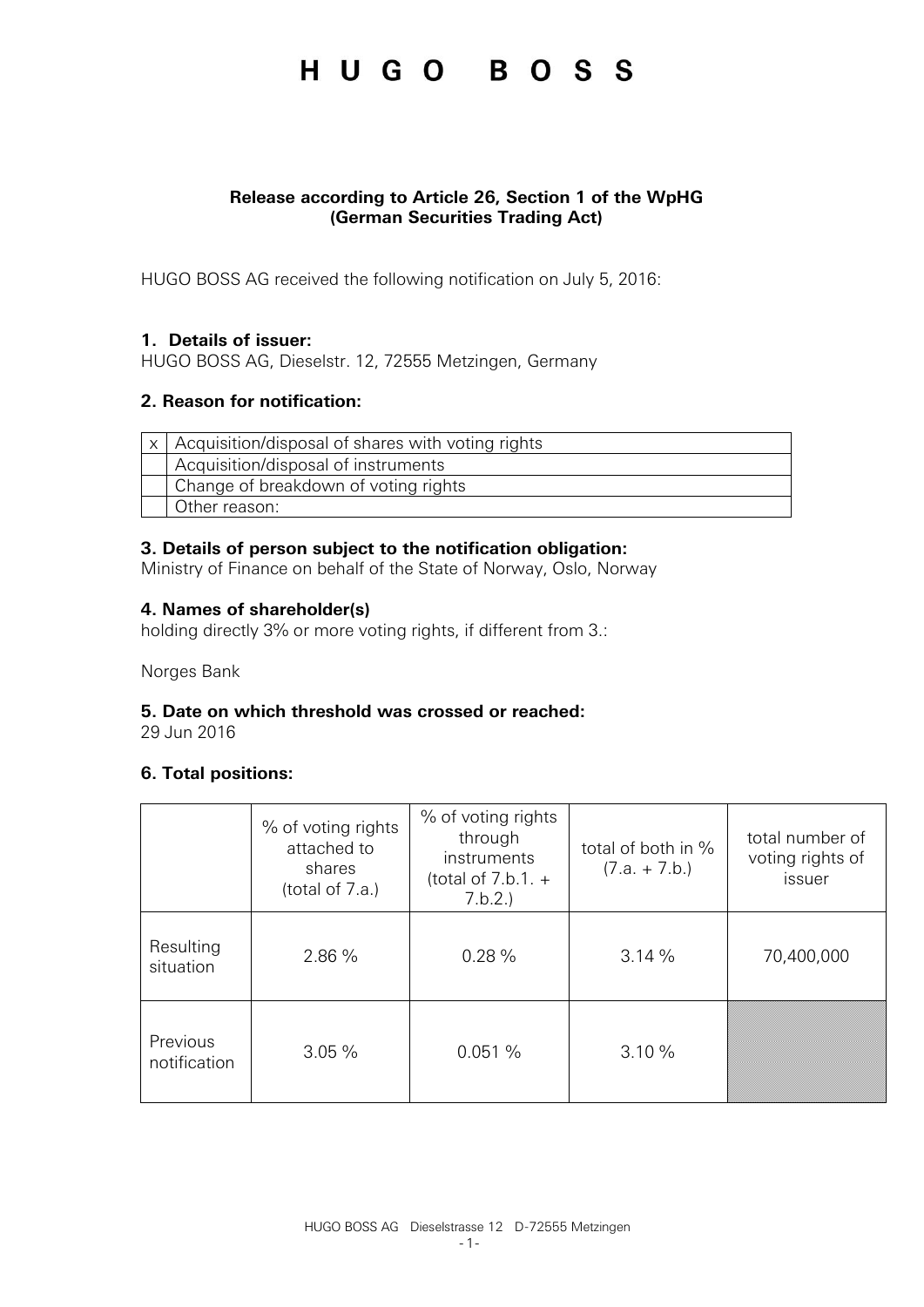# H U G O B O S S

**Release according to Article 26, Section 1 of the WpHG (German Securities Trading Act)**

HUGO BOSS AG received the following notification on July 5, 2016:

### 1. Details of issuer:

HUGO BOSS AG, Dieselstr. 12, 72555 Metzingen, Germany

### 2. Reason for notification:

| | |
|---|---|
| x | Acquisition/disposal of shares with voting rights |
| | Acquisition/disposal of instruments |
| | Change of breakdown of voting rights |
| | Other reason: |

### 3. Details of person subject to the notification obligation:

Ministry of Finance on behalf of the State of Norway, Oslo, Norway

### 4. Names of shareholder(s)

holding directly 3% or more voting rights, if different from 3.:

Norges Bank

### 5. Date on which threshold was crossed or reached:

29 Jun 2016

### 6. Total positions:

| | % of voting rights attached to shares (total of 7.a.) | % of voting rights through instruments (total of 7.b.1. + 7.b.2.) | total of both in % (7.a. + 7.b.) | total number of voting rights of issuer |
|---|---|---|---|---|
| Resulting situation | 2.86 % | 0.28 % | 3.14 % | 70,400,000 |
| Previous notification | 3.05 % | 0.051 % | 3.10 % | |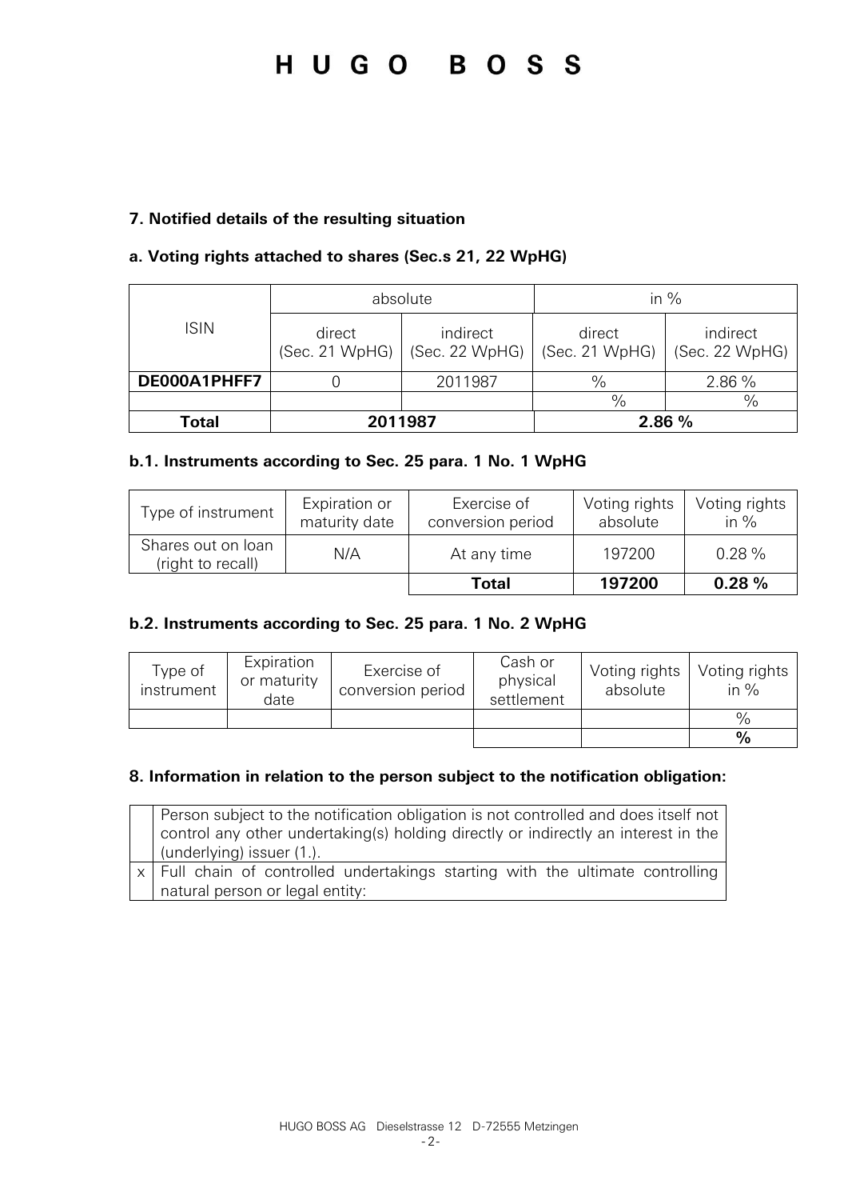### 7. Notified details of the resulting situation

#### a. Voting rights attached to shares (Sec.s 21, 22 WpHG)

| ISIN | absolute | | in % | |
|---|---|---|---|---|
| | direct (Sec. 21 WpHG) | indirect (Sec. 22 WpHG) | direct (Sec. 21 WpHG) | indirect (Sec. 22 WpHG) |
| **DE000A1PHFF7** | 0 | 2011987 | % | 2.86 % |
| | | | % | % |
| **Total** | **2011987** | | **2.86 %** | |

#### b.1. Instruments according to Sec. 25 para. 1 No. 1 WpHG

| Type of instrument | Expiration or maturity date | Exercise of conversion period | Voting rights absolute | Voting rights in % |
|---|---|---|---|---|
| Shares out on loan (right to recall) | N/A | At any time | 197200 | 0.28 % |
| | | **Total** | **197200** | **0.28 %** |

#### b.2. Instruments according to Sec. 25 para. 1 No. 2 WpHG

| Type of instrument | Expiration or maturity date | Exercise of conversion period | Cash or physical settlement | Voting rights absolute | Voting rights in % |
|---|---|---|---|---|---|
| | | | | | % |
| | | | | | **%** |

### 8. Information in relation to the person subject to the notification obligation:

| | |
|---|---|
| | Person subject to the notification obligation is not controlled and does itself not control any other undertaking(s) holding directly or indirectly an interest in the (underlying) issuer (1.). |
| x | Full chain of controlled undertakings starting with the ultimate controlling natural person or legal entity: |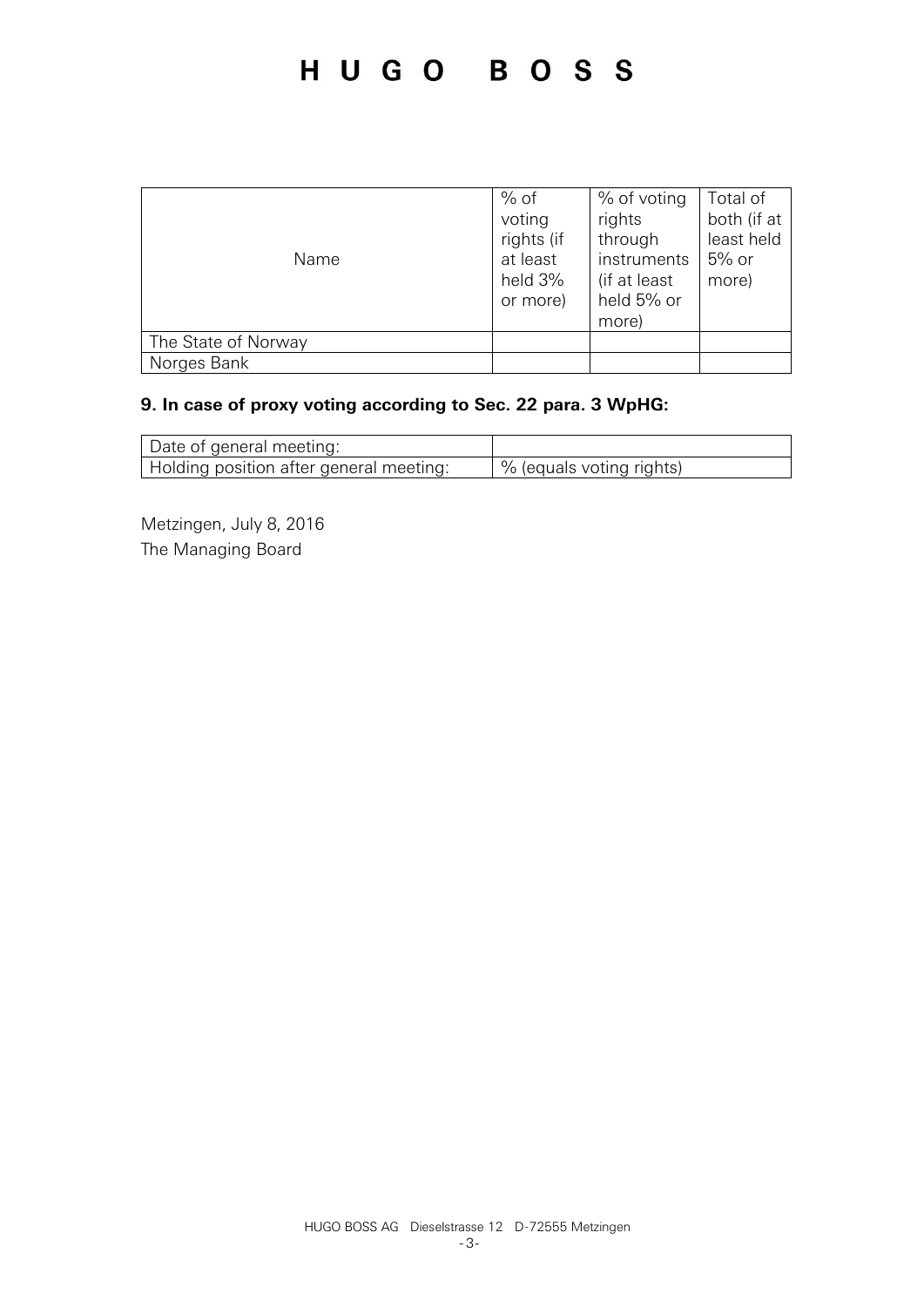| Name | % of voting rights (if at least held 3% or more) | % of voting rights through instruments (if at least held 5% or more) | Total of both (if at least held 5% or more) |
|---|---|---|---|
| The State of Norway | | | |
| Norges Bank | | | |

**9. In case of proxy voting according to Sec. 22 para. 3 WpHG:**

| | |
|---|---|
| Date of general meeting: | |
| Holding position after general meeting: | % (equals voting rights) |

Metzingen, July 8, 2016
The Managing Board